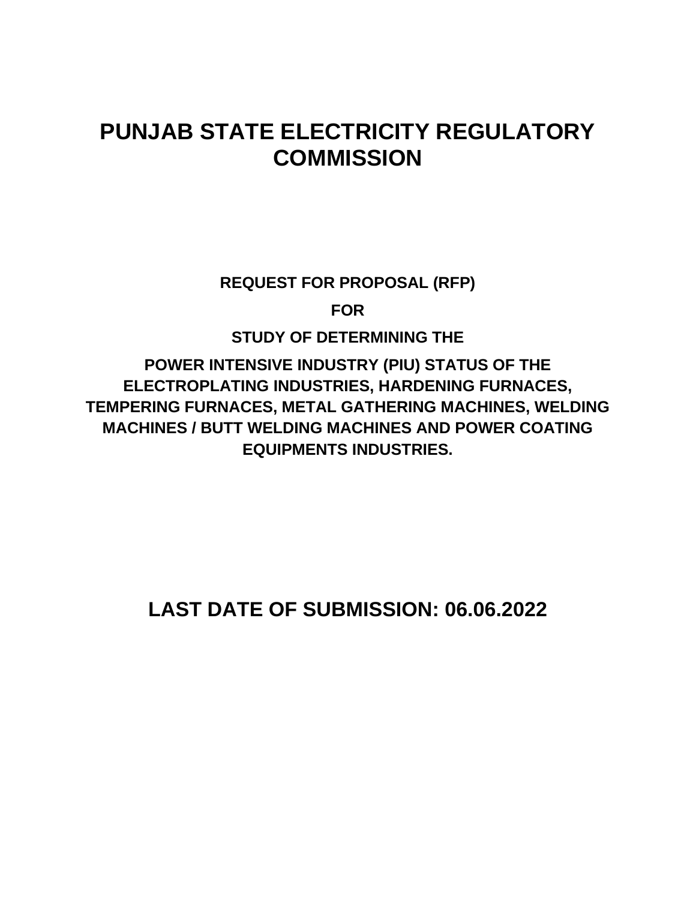# PUNJAB STATE ELECTRICITY REGULATORY COMMISSION

**REQUEST FOR PROPOSAL (RFP)**

**FOR**

**STUDY OF DETERMINING THE**

**POWER INTENSIVE INDUSTRY (PIU) STATUS OF THE ELECTROPLATING INDUSTRIES, HARDENING FURNACES, TEMPERING FURNACES, METAL GATHERING MACHINES, WELDING MACHINES / BUTT WELDING MACHINES AND POWER COATING EQUIPMENTS INDUSTRIES.**

## LAST DATE OF SUBMISSION: 06.06.2022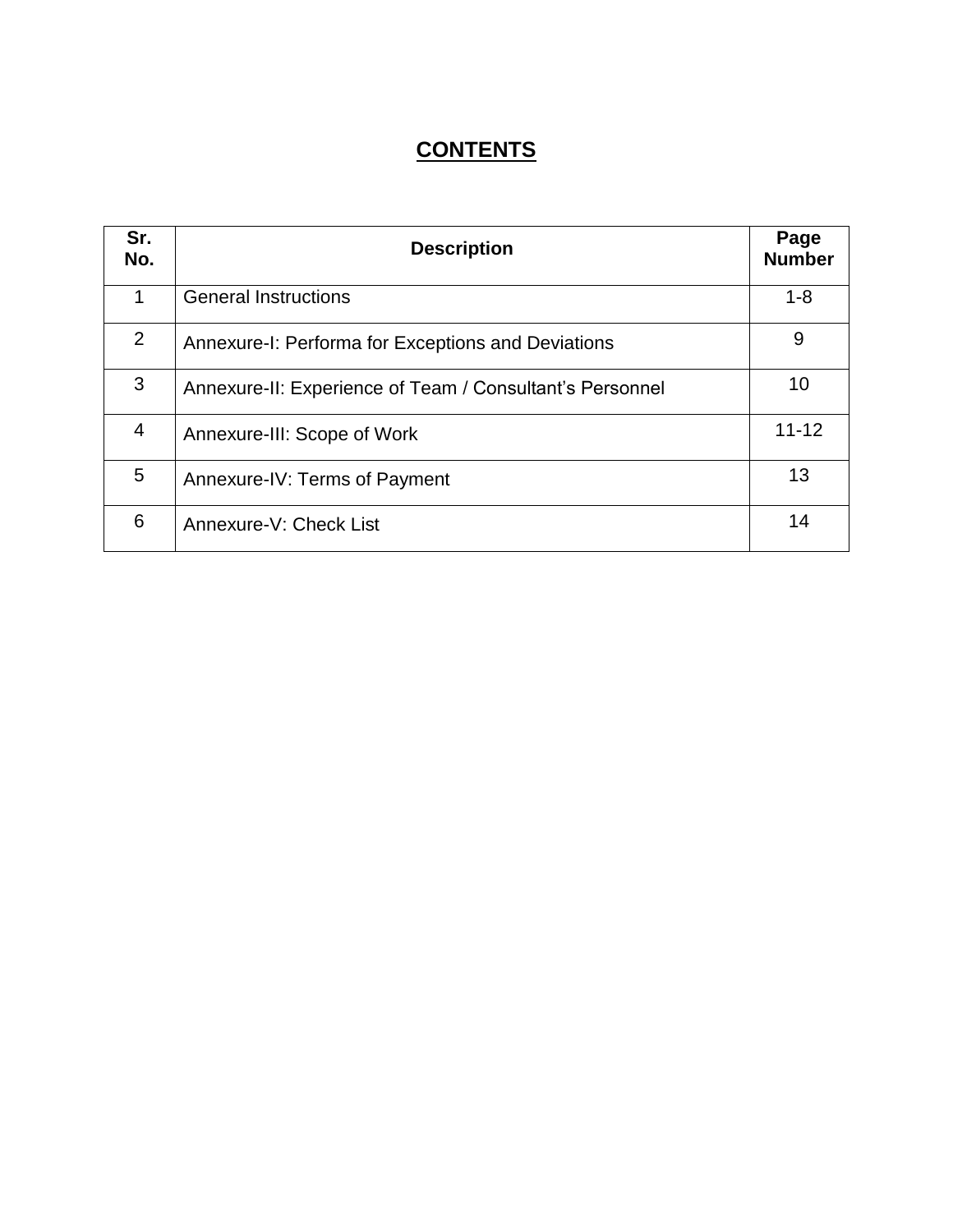# CONTENTS

| Sr. No. | Description | Page Number |
|---|---|---|
| 1 | General Instructions | 1-8 |
| 2 | Annexure-I: Performa for Exceptions and Deviations | 9 |
| 3 | Annexure-II: Experience of Team / Consultant's Personnel | 10 |
| 4 | Annexure-III: Scope of Work | 11-12 |
| 5 | Annexure-IV: Terms of Payment | 13 |
| 6 | Annexure-V: Check List | 14 |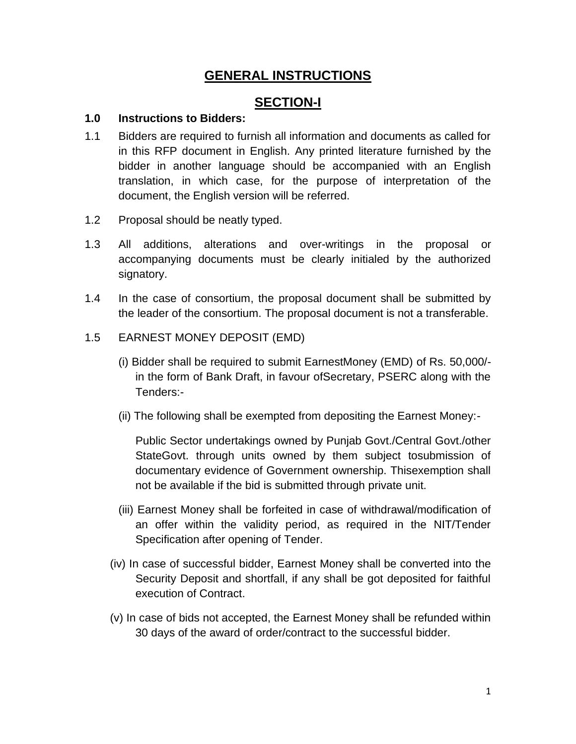# GENERAL INSTRUCTIONS

## SECTION-I

**1.0 Instructions to Bidders:**

1.1 Bidders are required to furnish all information and documents as called for in this RFP document in English. Any printed literature furnished by the bidder in another language should be accompanied with an English translation, in which case, for the purpose of interpretation of the document, the English version will be referred.

1.2 Proposal should be neatly typed.

1.3 All additions, alterations and over-writings in the proposal or accompanying documents must be clearly initialed by the authorized signatory.

1.4 In the case of consortium, the proposal document shall be submitted by the leader of the consortium. The proposal document is not a transferable.

1.5 EARNEST MONEY DEPOSIT (EMD)

(i) Bidder shall be required to submit EarnestMoney (EMD) of Rs. 50,000/- in the form of Bank Draft, in favour ofSecretary, PSERC along with the Tenders:-

(ii) The following shall be exempted from depositing the Earnest Money:-

Public Sector undertakings owned by Punjab Govt./Central Govt./other StateGovt. through units owned by them subject tosubmission of documentary evidence of Government ownership. Thisexemption shall not be available if the bid is submitted through private unit.

(iii) Earnest Money shall be forfeited in case of withdrawal/modification of an offer within the validity period, as required in the NIT/Tender Specification after opening of Tender.

(iv) In case of successful bidder, Earnest Money shall be converted into the Security Deposit and shortfall, if any shall be got deposited for faithful execution of Contract.

(v) In case of bids not accepted, the Earnest Money shall be refunded within 30 days of the award of order/contract to the successful bidder.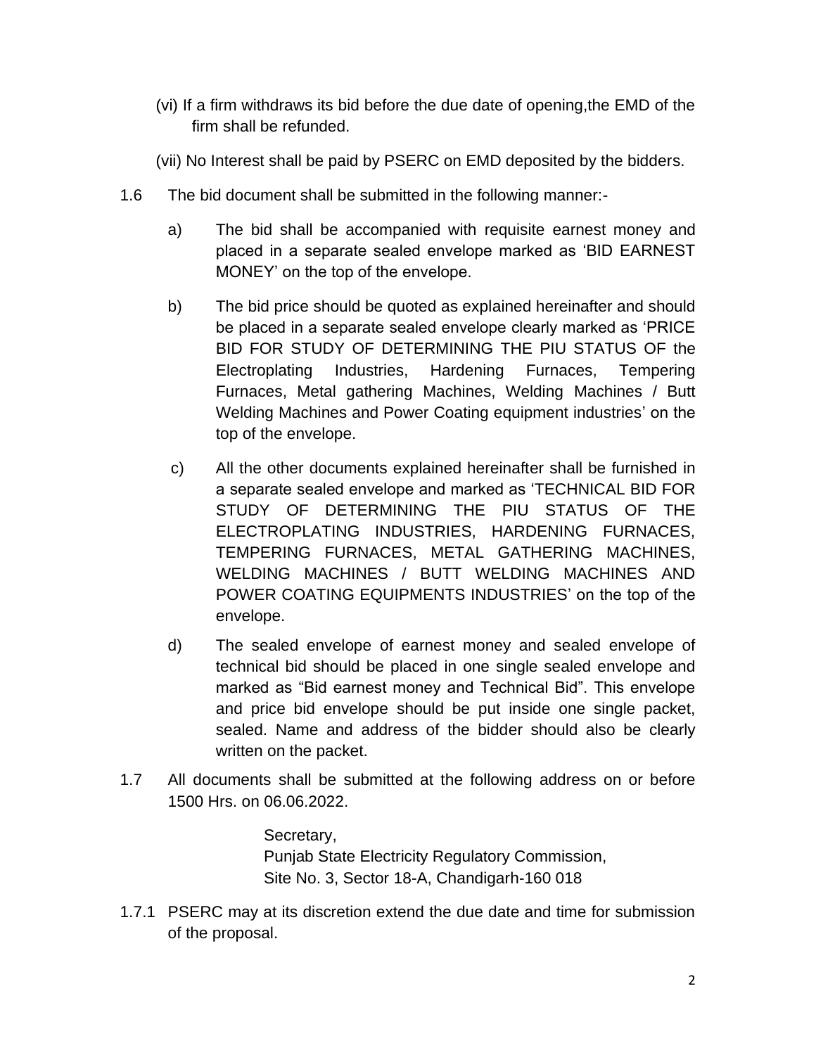(vi) If a firm withdraws its bid before the due date of opening,the EMD of the firm shall be refunded.

(vii) No Interest shall be paid by PSERC on EMD deposited by the bidders.

1.6 The bid document shall be submitted in the following manner:-

a) The bid shall be accompanied with requisite earnest money and placed in a separate sealed envelope marked as 'BID EARNEST MONEY' on the top of the envelope.

b) The bid price should be quoted as explained hereinafter and should be placed in a separate sealed envelope clearly marked as 'PRICE BID FOR STUDY OF DETERMINING THE PIU STATUS OF the Electroplating Industries, Hardening Furnaces, Tempering Furnaces, Metal gathering Machines, Welding Machines / Butt Welding Machines and Power Coating equipment industries' on the top of the envelope.

c) All the other documents explained hereinafter shall be furnished in a separate sealed envelope and marked as 'TECHNICAL BID FOR STUDY OF DETERMINING THE PIU STATUS OF THE ELECTROPLATING INDUSTRIES, HARDENING FURNACES, TEMPERING FURNACES, METAL GATHERING MACHINES, WELDING MACHINES / BUTT WELDING MACHINES AND POWER COATING EQUIPMENTS INDUSTRIES' on the top of the envelope.

d) The sealed envelope of earnest money and sealed envelope of technical bid should be placed in one single sealed envelope and marked as "Bid earnest money and Technical Bid". This envelope and price bid envelope should be put inside one single packet, sealed. Name and address of the bidder should also be clearly written on the packet.

1.7 All documents shall be submitted at the following address on or before 1500 Hrs. on 06.06.2022.

> Secretary,
> Punjab State Electricity Regulatory Commission,
> Site No. 3, Sector 18-A, Chandigarh-160 018

1.7.1 PSERC may at its discretion extend the due date and time for submission of the proposal.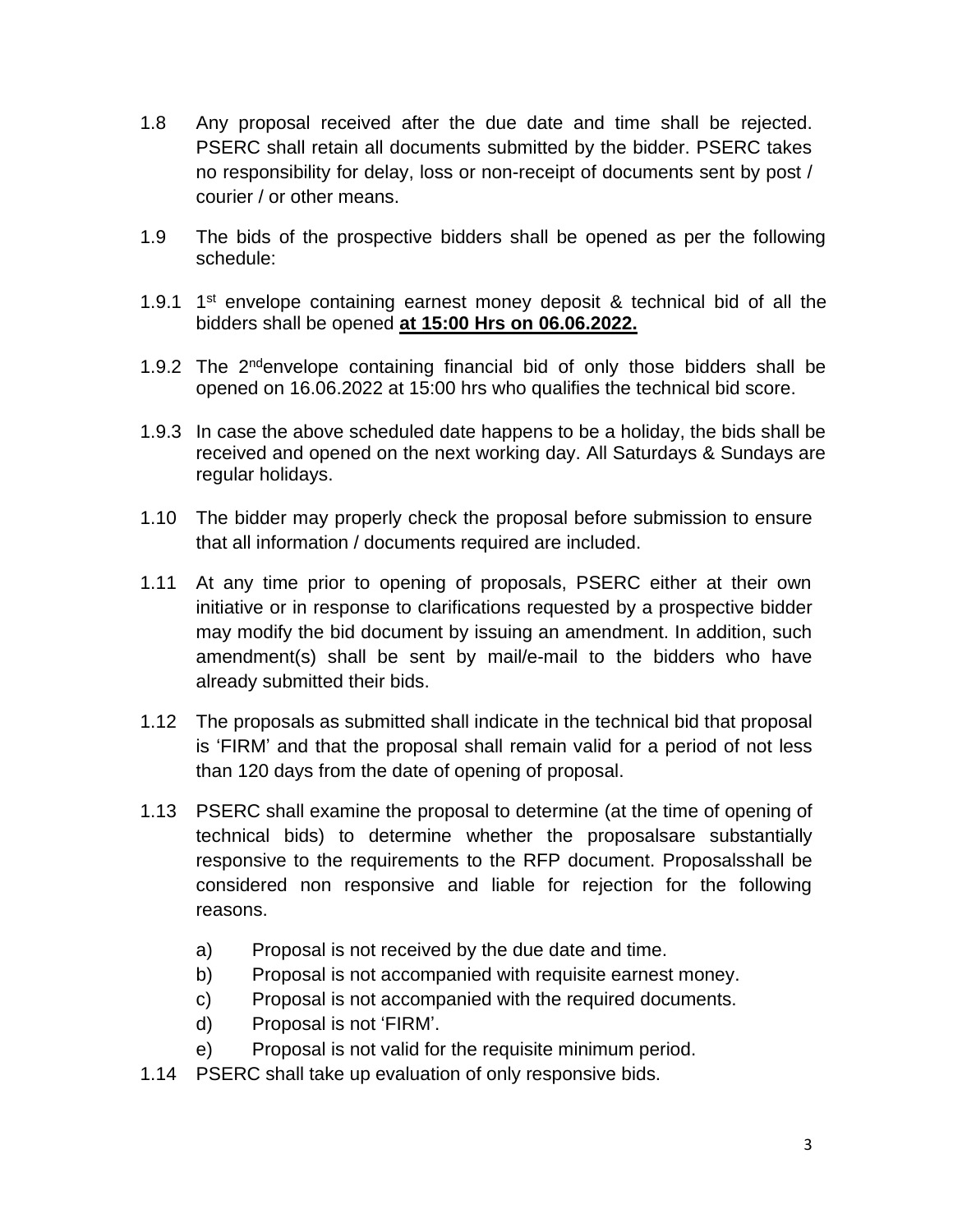1.8 Any proposal received after the due date and time shall be rejected. PSERC shall retain all documents submitted by the bidder. PSERC takes no responsibility for delay, loss or non-receipt of documents sent by post / courier / or other means.

1.9 The bids of the prospective bidders shall be opened as per the following schedule:

1.9.1 1st envelope containing earnest money deposit & technical bid of all the bidders shall be opened **at 15:00 Hrs on 06.06.2022.**

1.9.2 The 2ndenvelope containing financial bid of only those bidders shall be opened on 16.06.2022 at 15:00 hrs who qualifies the technical bid score.

1.9.3 In case the above scheduled date happens to be a holiday, the bids shall be received and opened on the next working day. All Saturdays & Sundays are regular holidays.

1.10 The bidder may properly check the proposal before submission to ensure that all information / documents required are included.

1.11 At any time prior to opening of proposals, PSERC either at their own initiative or in response to clarifications requested by a prospective bidder may modify the bid document by issuing an amendment. In addition, such amendment(s) shall be sent by mail/e-mail to the bidders who have already submitted their bids.

1.12 The proposals as submitted shall indicate in the technical bid that proposal is 'FIRM' and that the proposal shall remain valid for a period of not less than 120 days from the date of opening of proposal.

1.13 PSERC shall examine the proposal to determine (at the time of opening of technical bids) to determine whether the proposalsare substantially responsive to the requirements to the RFP document. Proposalsshall be considered non responsive and liable for rejection for the following reasons.

a) Proposal is not received by the due date and time.
b) Proposal is not accompanied with requisite earnest money.
c) Proposal is not accompanied with the required documents.
d) Proposal is not 'FIRM'.
e) Proposal is not valid for the requisite minimum period.

1.14 PSERC shall take up evaluation of only responsive bids.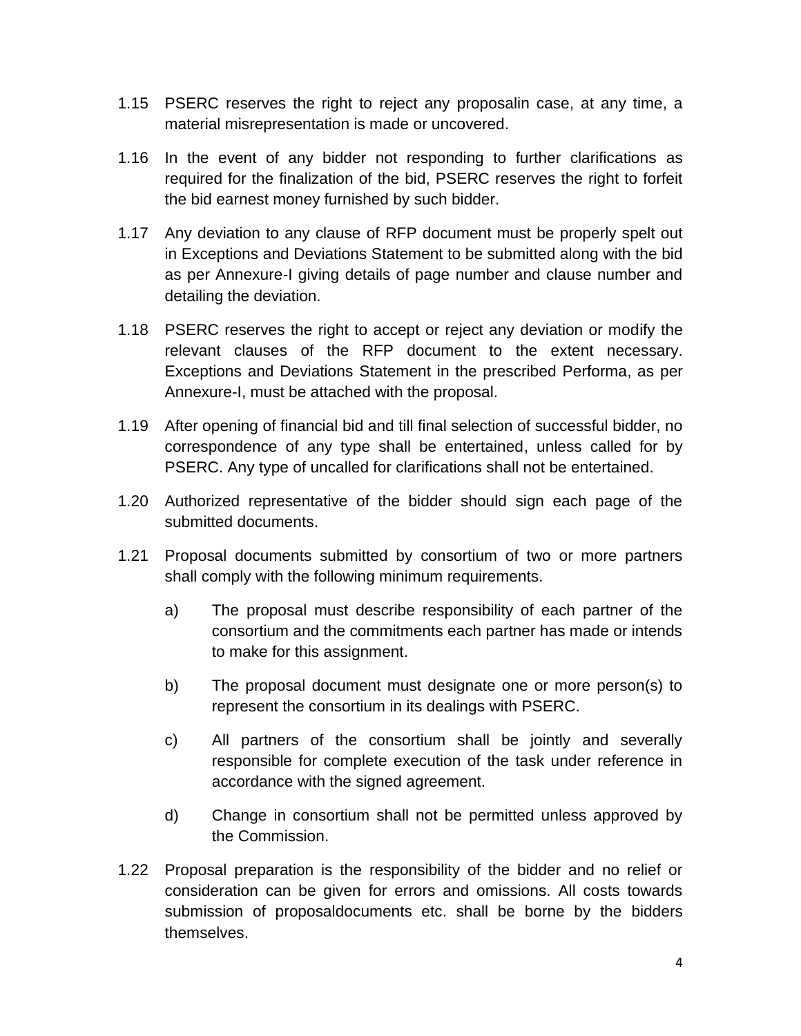1.15 PSERC reserves the right to reject any proposalin case, at any time, a material misrepresentation is made or uncovered.

1.16 In the event of any bidder not responding to further clarifications as required for the finalization of the bid, PSERC reserves the right to forfeit the bid earnest money furnished by such bidder.

1.17 Any deviation to any clause of RFP document must be properly spelt out in Exceptions and Deviations Statement to be submitted along with the bid as per Annexure-I giving details of page number and clause number and detailing the deviation.

1.18 PSERC reserves the right to accept or reject any deviation or modify the relevant clauses of the RFP document to the extent necessary. Exceptions and Deviations Statement in the prescribed Performa, as per Annexure-I, must be attached with the proposal.

1.19 After opening of financial bid and till final selection of successful bidder, no correspondence of any type shall be entertained, unless called for by PSERC. Any type of uncalled for clarifications shall not be entertained.

1.20 Authorized representative of the bidder should sign each page of the submitted documents.

1.21 Proposal documents submitted by consortium of two or more partners shall comply with the following minimum requirements.

   a) The proposal must describe responsibility of each partner of the consortium and the commitments each partner has made or intends to make for this assignment.

   b) The proposal document must designate one or more person(s) to represent the consortium in its dealings with PSERC.

   c) All partners of the consortium shall be jointly and severally responsible for complete execution of the task under reference in accordance with the signed agreement.

   d) Change in consortium shall not be permitted unless approved by the Commission.

1.22 Proposal preparation is the responsibility of the bidder and no relief or consideration can be given for errors and omissions. All costs towards submission of proposaldocuments etc. shall be borne by the bidders themselves.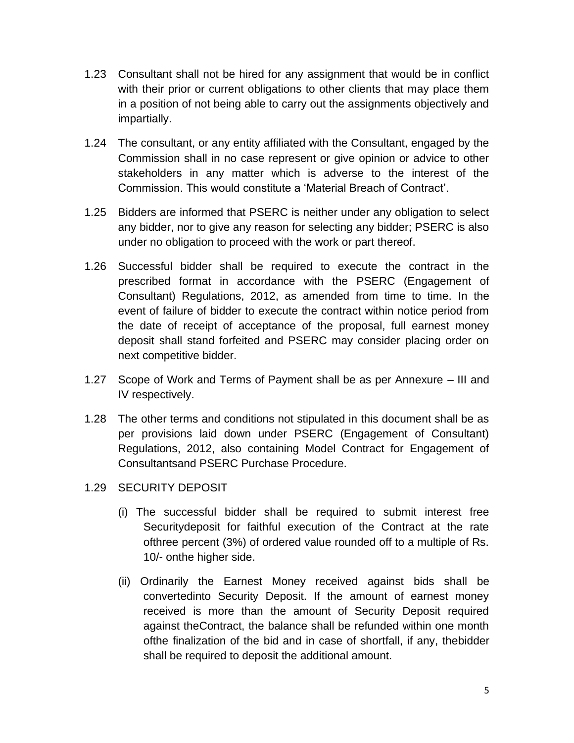1.23 Consultant shall not be hired for any assignment that would be in conflict with their prior or current obligations to other clients that may place them in a position of not being able to carry out the assignments objectively and impartially.

1.24 The consultant, or any entity affiliated with the Consultant, engaged by the Commission shall in no case represent or give opinion or advice to other stakeholders in any matter which is adverse to the interest of the Commission. This would constitute a 'Material Breach of Contract'.

1.25 Bidders are informed that PSERC is neither under any obligation to select any bidder, nor to give any reason for selecting any bidder; PSERC is also under no obligation to proceed with the work or part thereof.

1.26 Successful bidder shall be required to execute the contract in the prescribed format in accordance with the PSERC (Engagement of Consultant) Regulations, 2012, as amended from time to time. In the event of failure of bidder to execute the contract within notice period from the date of receipt of acceptance of the proposal, full earnest money deposit shall stand forfeited and PSERC may consider placing order on next competitive bidder.

1.27 Scope of Work and Terms of Payment shall be as per Annexure – III and IV respectively.

1.28 The other terms and conditions not stipulated in this document shall be as per provisions laid down under PSERC (Engagement of Consultant) Regulations, 2012, also containing Model Contract for Engagement of Consultantsand PSERC Purchase Procedure.

1.29 SECURITY DEPOSIT

(i) The successful bidder shall be required to submit interest free Securitydeposit for faithful execution of the Contract at the rate ofthree percent (3%) of ordered value rounded off to a multiple of Rs. 10/- onthe higher side.

(ii) Ordinarily the Earnest Money received against bids shall be convertedinto Security Deposit. If the amount of earnest money received is more than the amount of Security Deposit required against theContract, the balance shall be refunded within one month ofthe finalization of the bid and in case of shortfall, if any, thebidder shall be required to deposit the additional amount.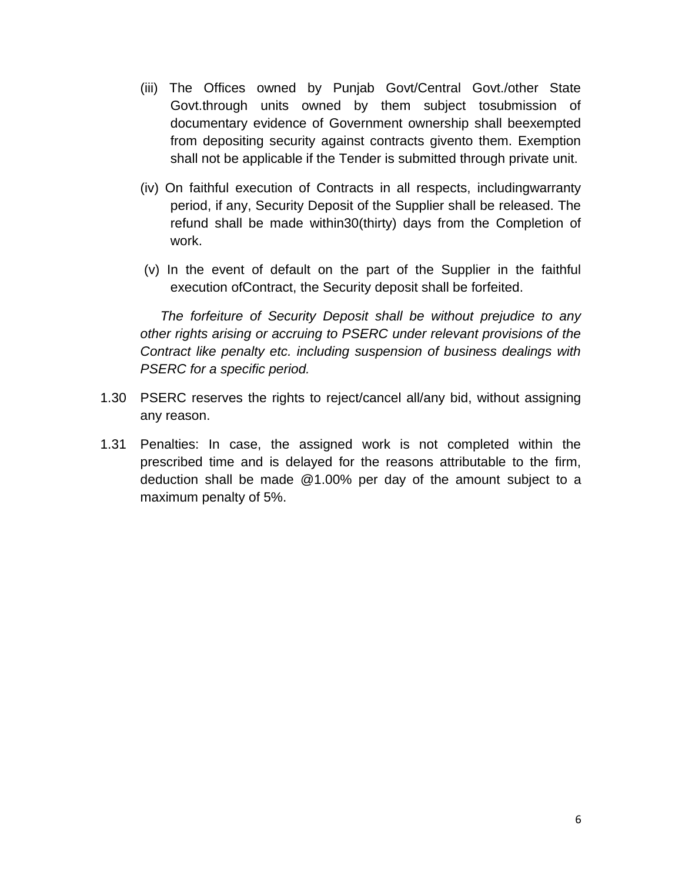(iii) The Offices owned by Punjab Govt/Central Govt./other State Govt.through units owned by them subject tosubmission of documentary evidence of Government ownership shall beexempted from depositing security against contracts givento them. Exemption shall not be applicable if the Tender is submitted through private unit.

(iv) On faithful execution of Contracts in all respects, includingwarranty period, if any, Security Deposit of the Supplier shall be released. The refund shall be made within30(thirty) days from the Completion of work.

(v) In the event of default on the part of the Supplier in the faithful execution ofContract, the Security deposit shall be forfeited.

*The forfeiture of Security Deposit shall be without prejudice to any other rights arising or accruing to PSERC under relevant provisions of the Contract like penalty etc. including suspension of business dealings with PSERC for a specific period.*

1.30 PSERC reserves the rights to reject/cancel all/any bid, without assigning any reason.

1.31 Penalties: In case, the assigned work is not completed within the prescribed time and is delayed for the reasons attributable to the firm, deduction shall be made @1.00% per day of the amount subject to a maximum penalty of 5%.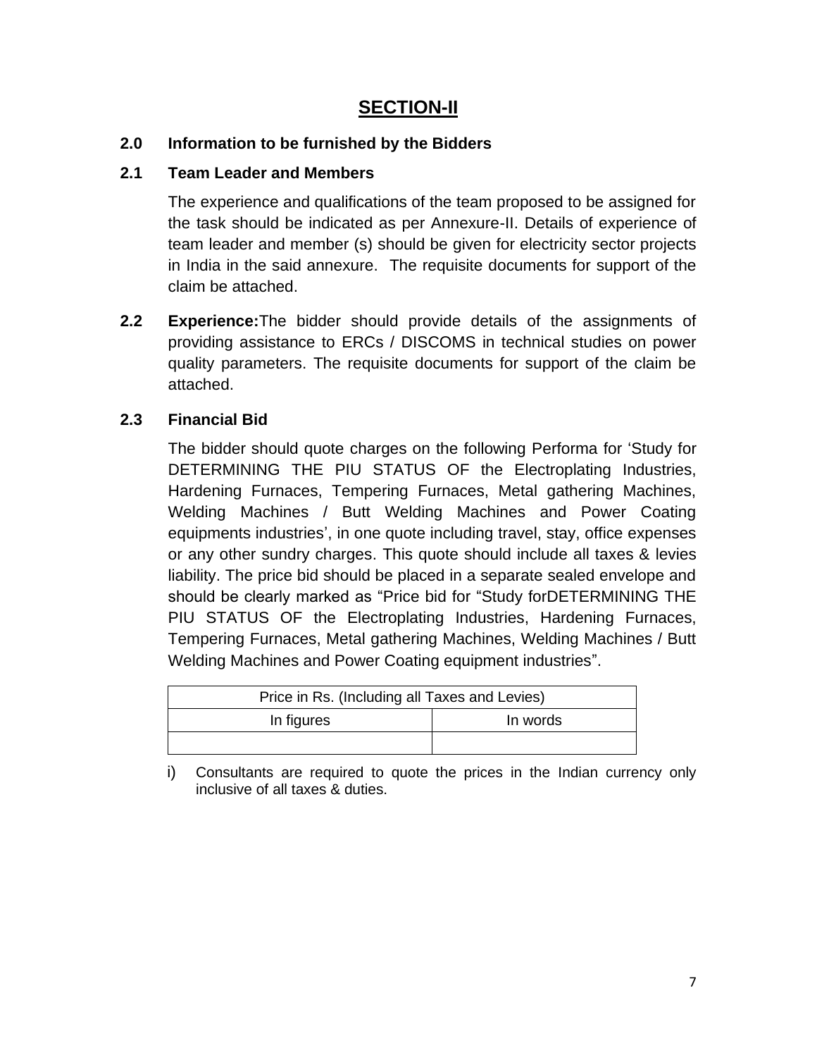# SECTION-II

**2.0 Information to be furnished by the Bidders**

**2.1 Team Leader and Members**

The experience and qualifications of the team proposed to be assigned for the task should be indicated as per Annexure-II. Details of experience of team leader and member (s) should be given for electricity sector projects in India in the said annexure. The requisite documents for support of the claim be attached.

**2.2 Experience:**The bidder should provide details of the assignments of providing assistance to ERCs / DISCOMS in technical studies on power quality parameters. The requisite documents for support of the claim be attached.

**2.3 Financial Bid**

The bidder should quote charges on the following Performa for 'Study for DETERMINING THE PIU STATUS OF the Electroplating Industries, Hardening Furnaces, Tempering Furnaces, Metal gathering Machines, Welding Machines / Butt Welding Machines and Power Coating equipments industries', in one quote including travel, stay, office expenses or any other sundry charges. This quote should include all taxes & levies liability. The price bid should be placed in a separate sealed envelope and should be clearly marked as "Price bid for "Study forDETERMINING THE PIU STATUS OF the Electroplating Industries, Hardening Furnaces, Tempering Furnaces, Metal gathering Machines, Welding Machines / Butt Welding Machines and Power Coating equipment industries".

| Price in Rs. (Including all Taxes and Levies) | |
|---|---|
| In figures | In words |
| | |

i) Consultants are required to quote the prices in the Indian currency only inclusive of all taxes & duties.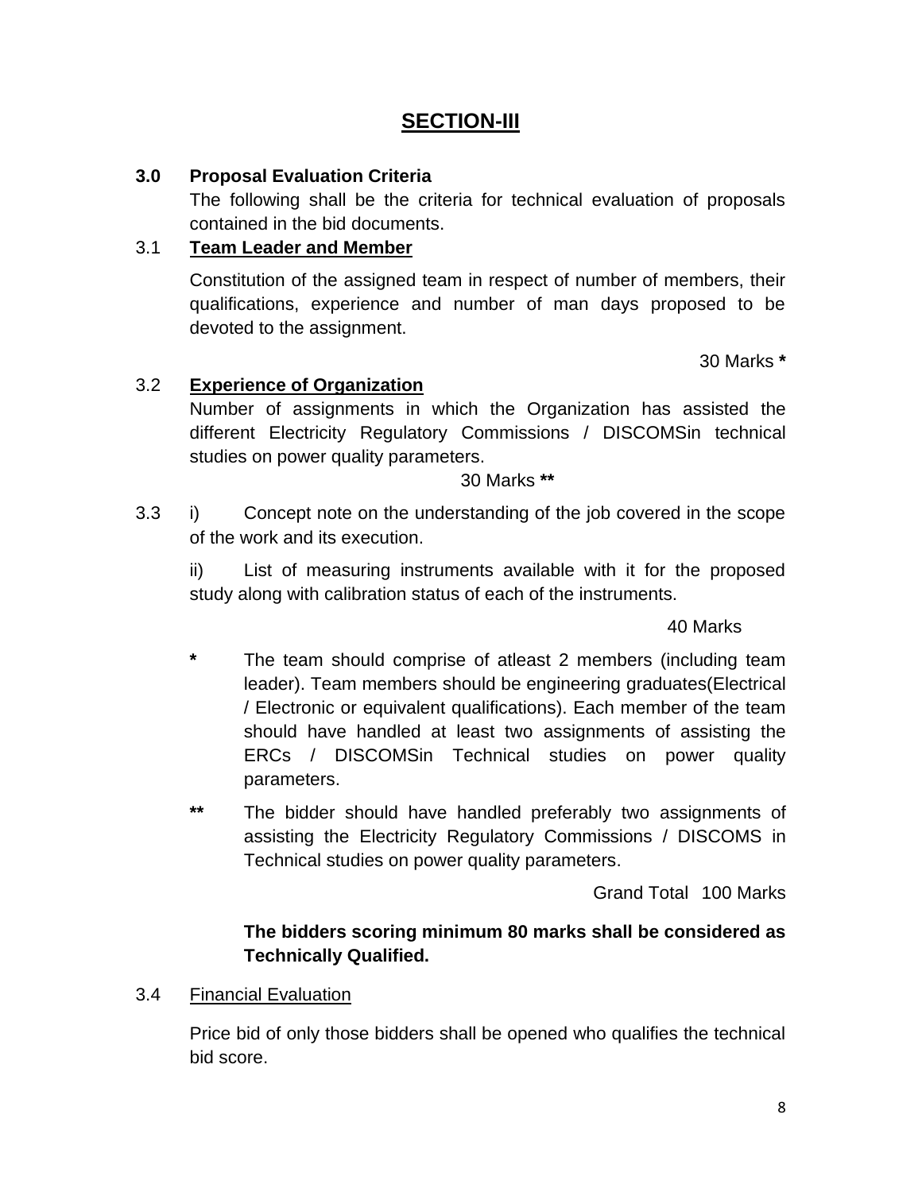# SECTION-III

**3.0 Proposal Evaluation Criteria**

The following shall be the criteria for technical evaluation of proposals contained in the bid documents.

3.1 **Team Leader and Member**

Constitution of the assigned team in respect of number of members, their qualifications, experience and number of man days proposed to be devoted to the assignment.

30 Marks **\***

3.2 **Experience of Organization**

Number of assignments in which the Organization has assisted the different Electricity Regulatory Commissions / DISCOMSin technical studies on power quality parameters.

30 Marks **\*\***

3.3 i) Concept note on the understanding of the job covered in the scope of the work and its execution.

ii) List of measuring instruments available with it for the proposed study along with calibration status of each of the instruments.

40 Marks

**\*** The team should comprise of atleast 2 members (including team leader). Team members should be engineering graduates(Electrical / Electronic or equivalent qualifications). Each member of the team should have handled at least two assignments of assisting the ERCs / DISCOMSin Technical studies on power quality parameters.

**\*\*** The bidder should have handled preferably two assignments of assisting the Electricity Regulatory Commissions / DISCOMS in Technical studies on power quality parameters.

Grand Total 100 Marks

**The bidders scoring minimum 80 marks shall be considered as Technically Qualified.**

3.4 Financial Evaluation

Price bid of only those bidders shall be opened who qualifies the technical bid score.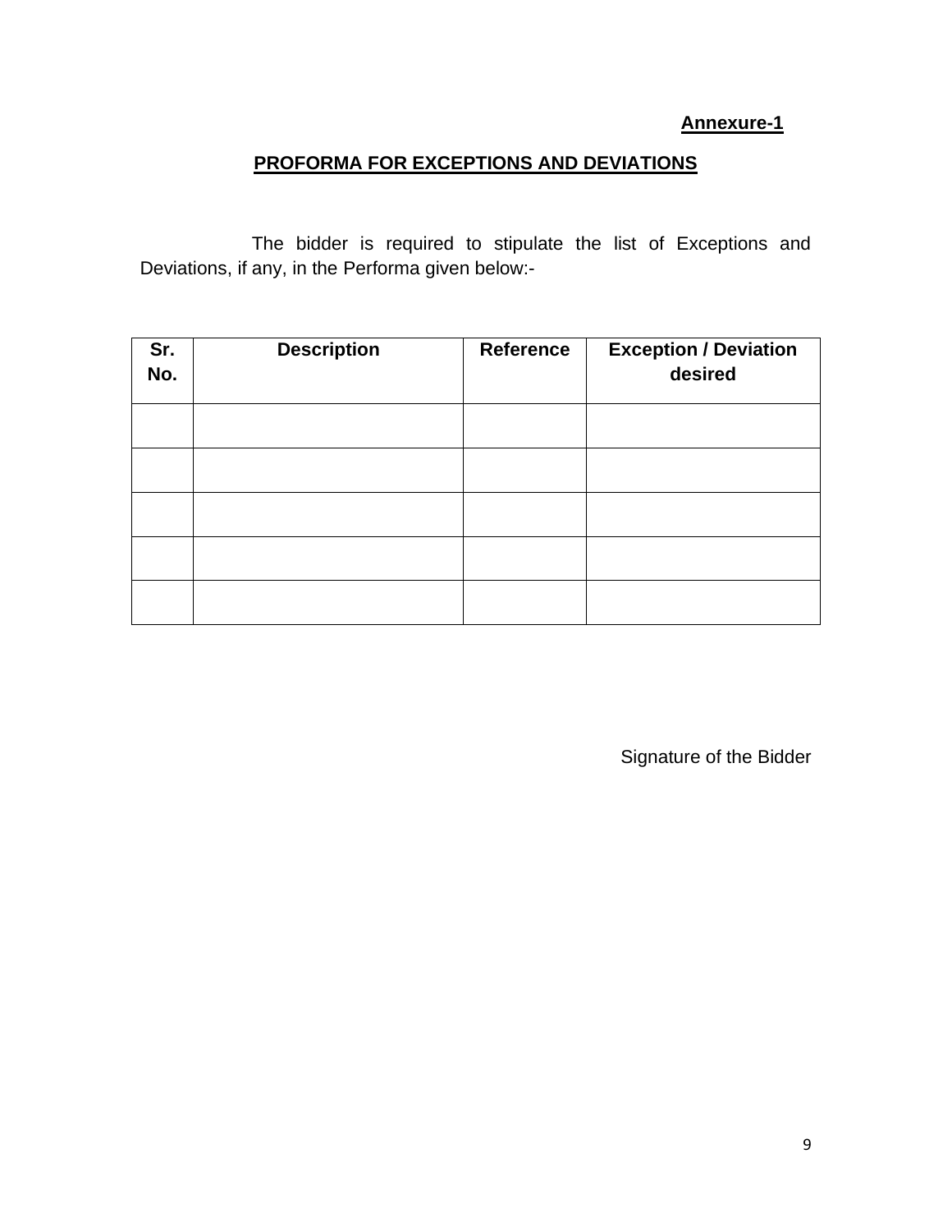**Annexure-1**

## PROFORMA FOR EXCEPTIONS AND DEVIATIONS

The bidder is required to stipulate the list of Exceptions and Deviations, if any, in the Performa given below:-

| Sr. No. | Description | Reference | Exception / Deviation desired |
|---|---|---|---|
| | | | |
| | | | |
| | | | |
| | | | |
| | | | |

Signature of the Bidder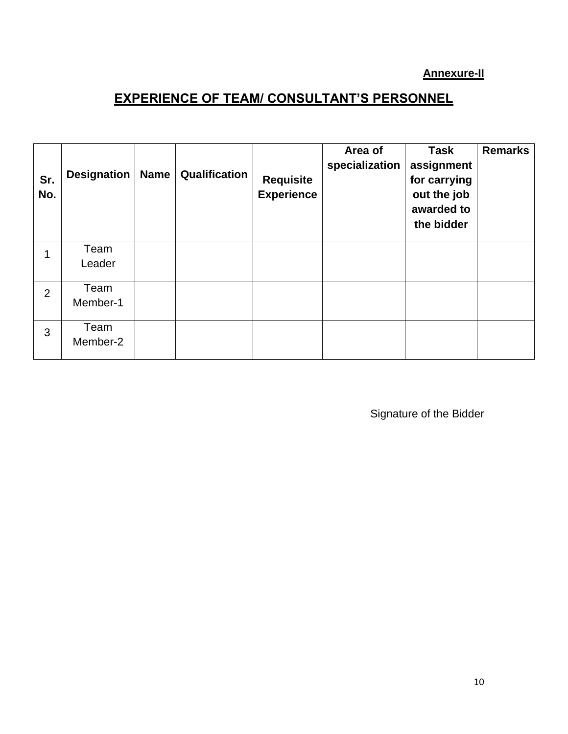**Annexure-II**

## EXPERIENCE OF TEAM/ CONSULTANT'S PERSONNEL

| Sr. No. | Designation | Name | Qualification | Requisite Experience | Area of specialization | Task assignment for carrying out the job awarded to the bidder | Remarks |
|---|---|---|---|---|---|---|---|
| 1 | Team Leader | | | | | | |
| 2 | Team Member-1 | | | | | | |
| 3 | Team Member-2 | | | | | | |

Signature of the Bidder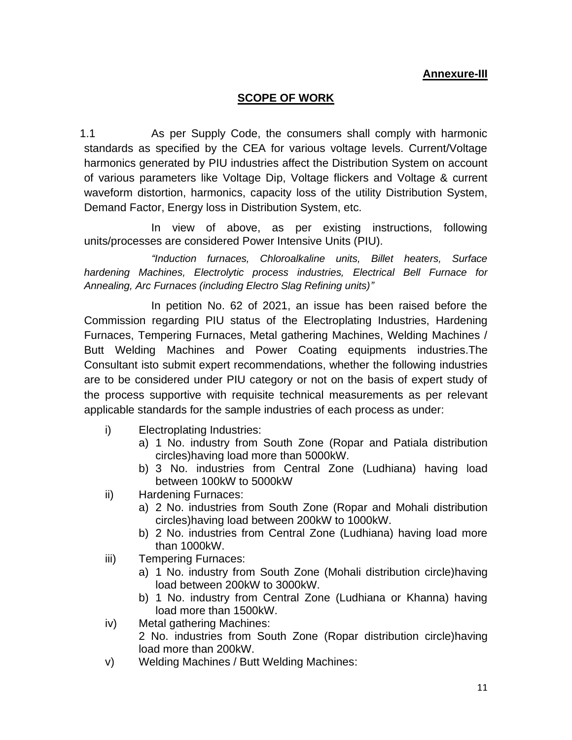**Annexure-III**

## SCOPE OF WORK

1.1 As per Supply Code, the consumers shall comply with harmonic standards as specified by the CEA for various voltage levels. Current/Voltage harmonics generated by PIU industries affect the Distribution System on account of various parameters like Voltage Dip, Voltage flickers and Voltage & current waveform distortion, harmonics, capacity loss of the utility Distribution System, Demand Factor, Energy loss in Distribution System, etc.

In view of above, as per existing instructions, following units/processes are considered Power Intensive Units (PIU).

*"Induction furnaces, Chloroalkaline units, Billet heaters, Surface hardening Machines, Electrolytic process industries, Electrical Bell Furnace for Annealing, Arc Furnaces (including Electro Slag Refining units)"*

In petition No. 62 of 2021, an issue has been raised before the Commission regarding PIU status of the Electroplating Industries, Hardening Furnaces, Tempering Furnaces, Metal gathering Machines, Welding Machines / Butt Welding Machines and Power Coating equipments industries.The Consultant isto submit expert recommendations, whether the following industries are to be considered under PIU category or not on the basis of expert study of the process supportive with requisite technical measurements as per relevant applicable standards for the sample industries of each process as under:

i) Electroplating Industries:
   a) 1 No. industry from South Zone (Ropar and Patiala distribution circles)having load more than 5000kW.
   b) 3 No. industries from Central Zone (Ludhiana) having load between 100kW to 5000kW

ii) Hardening Furnaces:
   a) 2 No. industries from South Zone (Ropar and Mohali distribution circles)having load between 200kW to 1000kW.
   b) 2 No. industries from Central Zone (Ludhiana) having load more than 1000kW.

iii) Tempering Furnaces:
   a) 1 No. industry from South Zone (Mohali distribution circle)having load between 200kW to 3000kW.
   b) 1 No. industry from Central Zone (Ludhiana or Khanna) having load more than 1500kW.

iv) Metal gathering Machines:
   2 No. industries from South Zone (Ropar distribution circle)having load more than 200kW.

v) Welding Machines / Butt Welding Machines: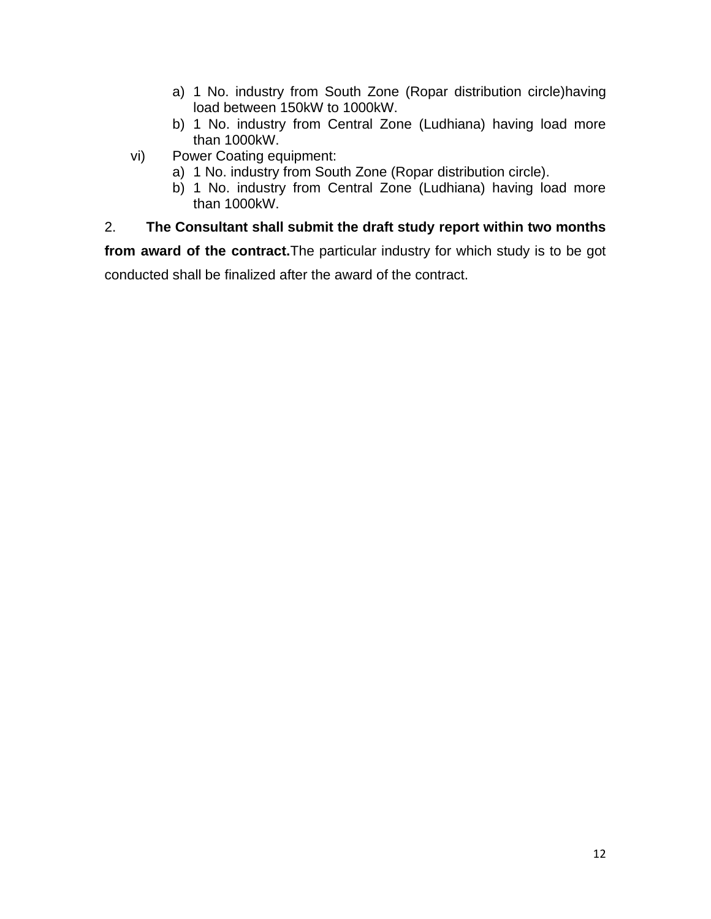a) 1 No. industry from South Zone (Ropar distribution circle)having load between 150kW to 1000kW.
b) 1 No. industry from Central Zone (Ludhiana) having load more than 1000kW.

vi) Power Coating equipment:

a) 1 No. industry from South Zone (Ropar distribution circle).
b) 1 No. industry from Central Zone (Ludhiana) having load more than 1000kW.

2. **The Consultant shall submit the draft study report within two months from award of the contract.**The particular industry for which study is to be got conducted shall be finalized after the award of the contract.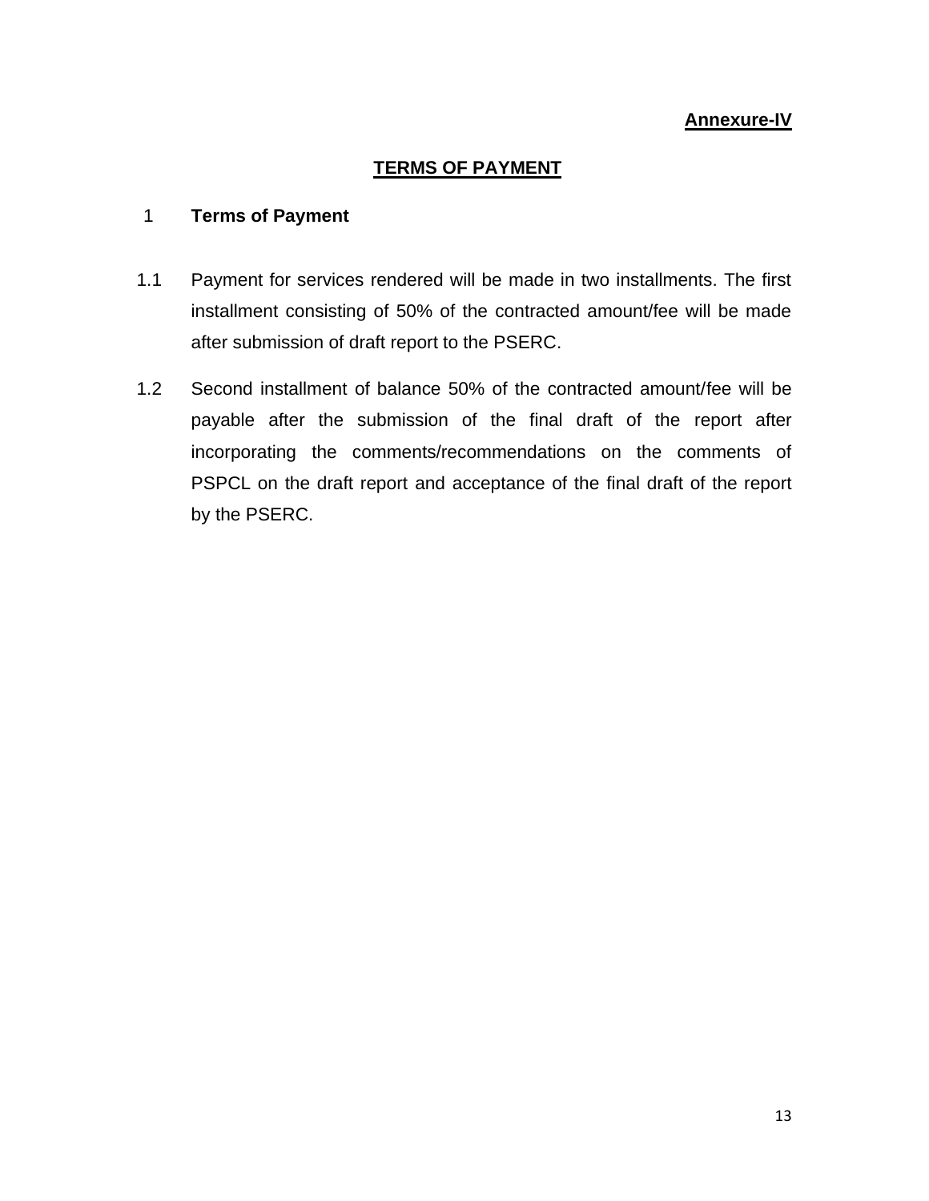**Annexure-IV**

## TERMS OF PAYMENT

### 1 Terms of Payment

1.1 Payment for services rendered will be made in two installments. The first installment consisting of 50% of the contracted amount/fee will be made after submission of draft report to the PSERC.

1.2 Second installment of balance 50% of the contracted amount/fee will be payable after the submission of the final draft of the report after incorporating the comments/recommendations on the comments of PSPCL on the draft report and acceptance of the final draft of the report by the PSERC.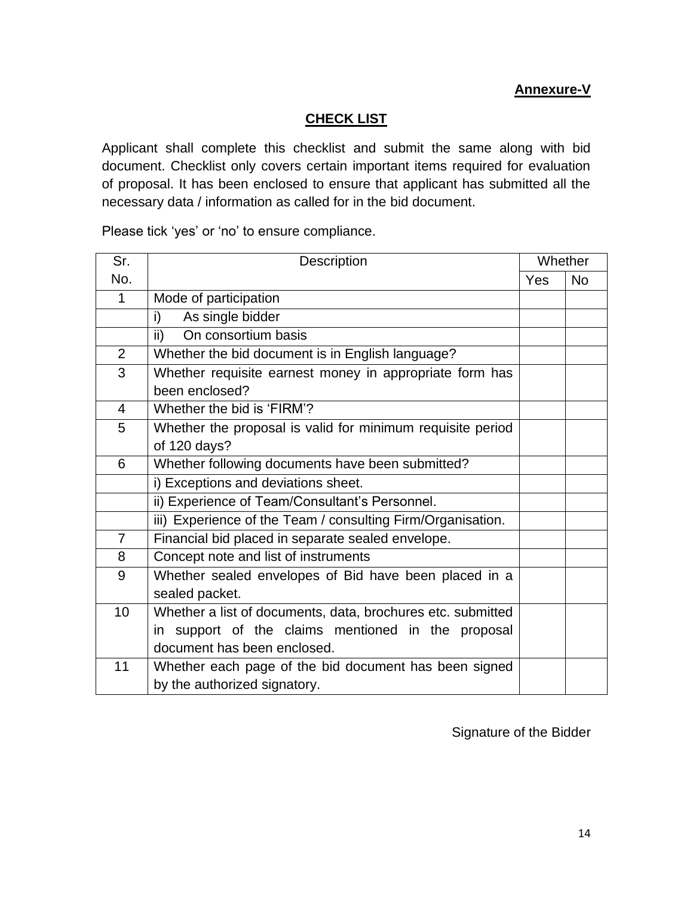**Annexure-V**

## CHECK LIST

Applicant shall complete this checklist and submit the same along with bid document. Checklist only covers certain important items required for evaluation of proposal. It has been enclosed to ensure that applicant has submitted all the necessary data / information as called for in the bid document.

Please tick 'yes' or 'no' to ensure compliance.

| Sr. No. | Description | Whether | |
|---|---|---|---|
| | | Yes | No |
| 1 | Mode of participation | | |
| | i) As single bidder | | |
| | ii) On consortium basis | | |
| 2 | Whether the bid document is in English language? | | |
| 3 | Whether requisite earnest money in appropriate form has been enclosed? | | |
| 4 | Whether the bid is 'FIRM'? | | |
| 5 | Whether the proposal is valid for minimum requisite period of 120 days? | | |
| 6 | Whether following documents have been submitted? | | |
| | i) Exceptions and deviations sheet. | | |
| | ii) Experience of Team/Consultant's Personnel. | | |
| | iii) Experience of the Team / consulting Firm/Organisation. | | |
| 7 | Financial bid placed in separate sealed envelope. | | |
| 8 | Concept note and list of instruments | | |
| 9 | Whether sealed envelopes of Bid have been placed in a sealed packet. | | |
| 10 | Whether a list of documents, data, brochures etc. submitted in support of the claims mentioned in the proposal document has been enclosed. | | |
| 11 | Whether each page of the bid document has been signed by the authorized signatory. | | |

Signature of the Bidder